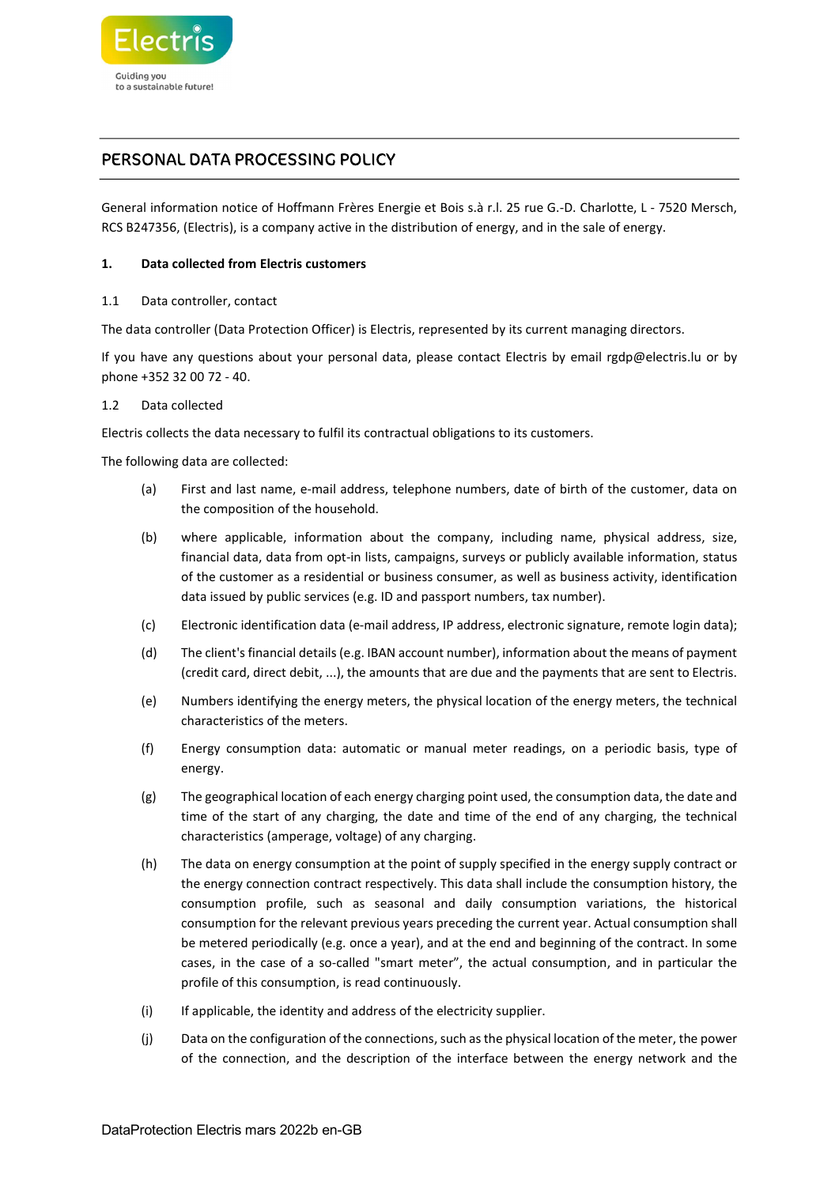# PERSONAL DATA PROCESSING POLICY

General information notice of Hoffmann Frères Energie et Bois s.à r.l. 25 rue G.-D. Charlotte, L - 7520 Mersch, RCS B247356, (Electris), is a company active in the distribution of energy, and in the sale of energy.

## 1. Data collected from Electris customers

### 1.1 Data controller, contact

The data controller (Data Protection Officer) is Electris, represented by its current managing directors.

If you have any questions about your personal data, please contact Electris by email rgdp@electris.lu or by phone +352 32 00 72 - 40.

### 1.2 Data collected

Electris collects the data necessary to fulfil its contractual obligations to its customers.

The following data are collected:

(a) First and last name, e-mail address, telephone numbers, date of birth of the customer, data on the composition of the household.

(b) where applicable, information about the company, including name, physical address, size, financial data, data from opt-in lists, campaigns, surveys or publicly available information, status of the customer as a residential or business consumer, as well as business activity, identification data issued by public services (e.g. ID and passport numbers, tax number).

(c) Electronic identification data (e-mail address, IP address, electronic signature, remote login data);

(d) The client's financial details (e.g. IBAN account number), information about the means of payment (credit card, direct debit, ...), the amounts that are due and the payments that are sent to Electris.

(e) Numbers identifying the energy meters, the physical location of the energy meters, the technical characteristics of the meters.

(f) Energy consumption data: automatic or manual meter readings, on a periodic basis, type of energy.

(g) The geographical location of each energy charging point used, the consumption data, the date and time of the start of any charging, the date and time of the end of any charging, the technical characteristics (amperage, voltage) of any charging.

(h) The data on energy consumption at the point of supply specified in the energy supply contract or the energy connection contract respectively. This data shall include the consumption history, the consumption profile, such as seasonal and daily consumption variations, the historical consumption for the relevant previous years preceding the current year. Actual consumption shall be metered periodically (e.g. once a year), and at the end and beginning of the contract. In some cases, in the case of a so-called "smart meter", the actual consumption, and in particular the profile of this consumption, is read continuously.

(i) If applicable, the identity and address of the electricity supplier.

(j) Data on the configuration of the connections, such as the physical location of the meter, the power of the connection, and the description of the interface between the energy network and the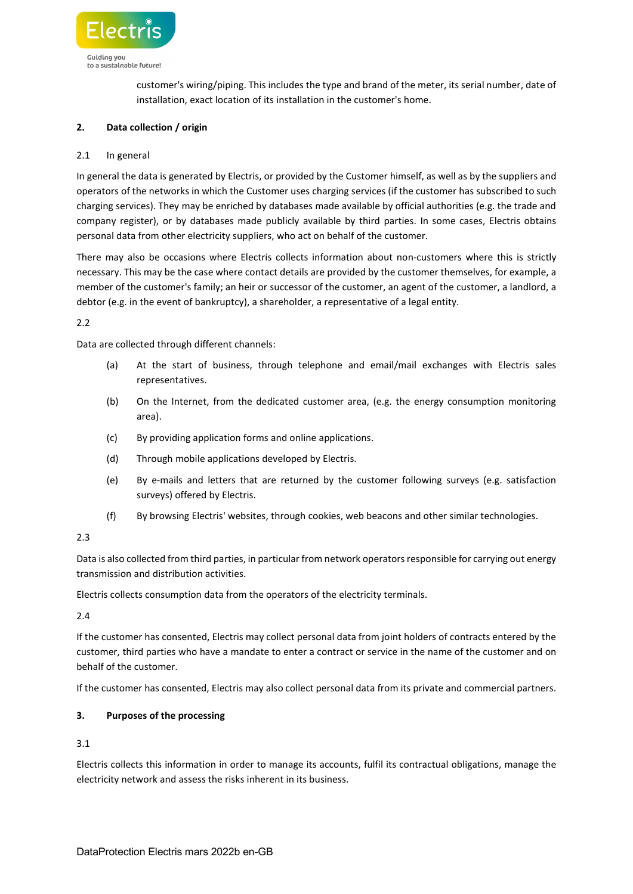customer's wiring/piping. This includes the type and brand of the meter, its serial number, date of installation, exact location of its installation in the customer's home.

## 2. Data collection / origin

### 2.1 In general

In general the data is generated by Electris, or provided by the Customer himself, as well as by the suppliers and operators of the networks in which the Customer uses charging services (if the customer has subscribed to such charging services). They may be enriched by databases made available by official authorities (e.g. the trade and company register), or by databases made publicly available by third parties. In some cases, Electris obtains personal data from other electricity suppliers, who act on behalf of the customer.

There may also be occasions where Electris collects information about non-customers where this is strictly necessary. This may be the case where contact details are provided by the customer themselves, for example, a member of the customer's family; an heir or successor of the customer, an agent of the customer, a landlord, a debtor (e.g. in the event of bankruptcy), a shareholder, a representative of a legal entity.

### 2.2

Data are collected through different channels:

(a) At the start of business, through telephone and email/mail exchanges with Electris sales representatives.

(b) On the Internet, from the dedicated customer area, (e.g. the energy consumption monitoring area).

(c) By providing application forms and online applications.

(d) Through mobile applications developed by Electris.

(e) By e-mails and letters that are returned by the customer following surveys (e.g. satisfaction surveys) offered by Electris.

(f) By browsing Electris' websites, through cookies, web beacons and other similar technologies.

### 2.3

Data is also collected from third parties, in particular from network operators responsible for carrying out energy transmission and distribution activities.

Electris collects consumption data from the operators of the electricity terminals.

### 2.4

If the customer has consented, Electris may collect personal data from joint holders of contracts entered by the customer, third parties who have a mandate to enter a contract or service in the name of the customer and on behalf of the customer.

If the customer has consented, Electris may also collect personal data from its private and commercial partners.

## 3. Purposes of the processing

### 3.1

Electris collects this information in order to manage its accounts, fulfil its contractual obligations, manage the electricity network and assess the risks inherent in its business.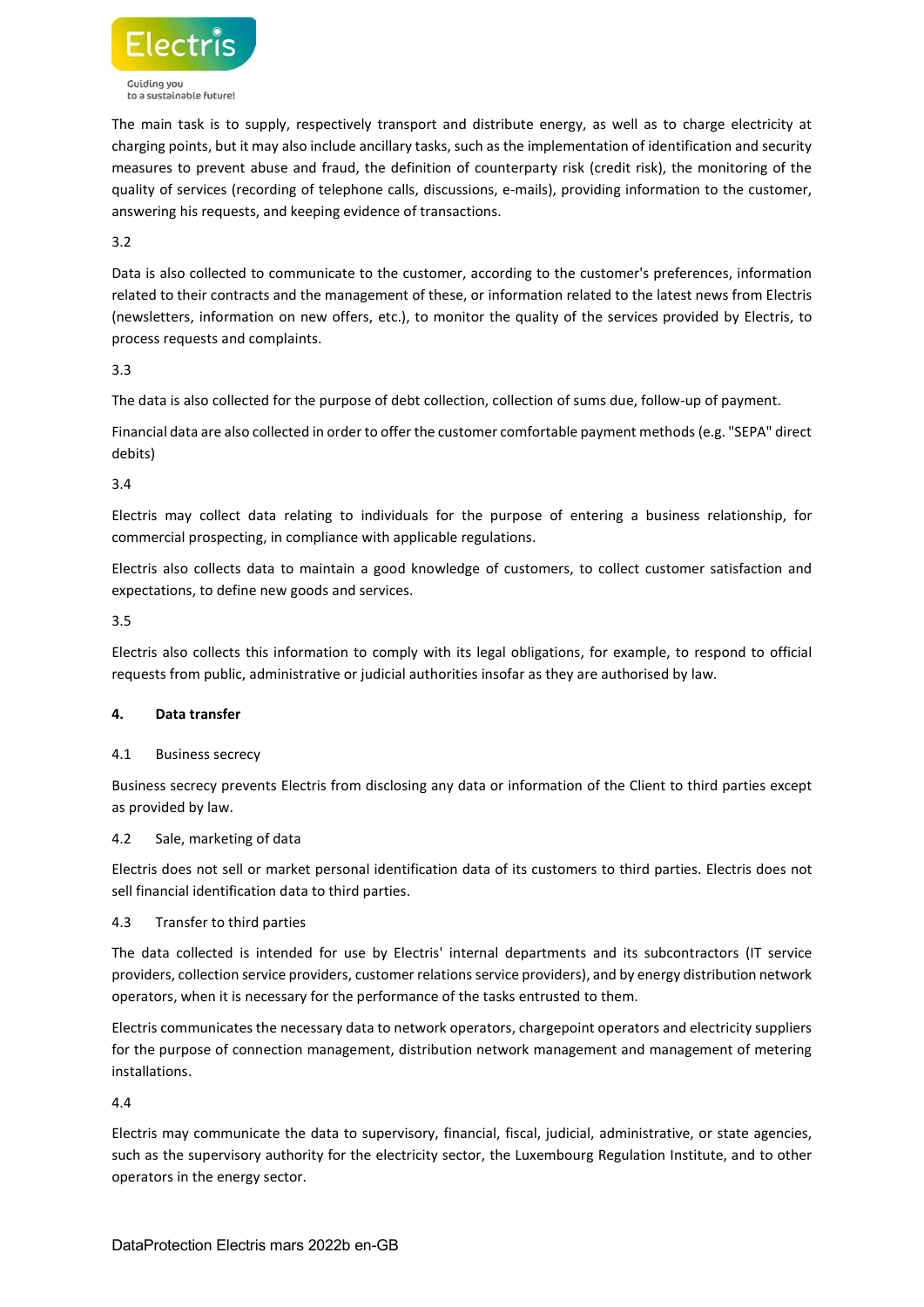The main task is to supply, respectively transport and distribute energy, as well as to charge electricity at charging points, but it may also include ancillary tasks, such as the implementation of identification and security measures to prevent abuse and fraud, the definition of counterparty risk (credit risk), the monitoring of the quality of services (recording of telephone calls, discussions, e-mails), providing information to the customer, answering his requests, and keeping evidence of transactions.

3.2

Data is also collected to communicate to the customer, according to the customer's preferences, information related to their contracts and the management of these, or information related to the latest news from Electris (newsletters, information on new offers, etc.), to monitor the quality of the services provided by Electris, to process requests and complaints.

3.3

The data is also collected for the purpose of debt collection, collection of sums due, follow-up of payment.

Financial data are also collected in order to offer the customer comfortable payment methods (e.g. "SEPA" direct debits)

3.4

Electris may collect data relating to individuals for the purpose of entering a business relationship, for commercial prospecting, in compliance with applicable regulations.

Electris also collects data to maintain a good knowledge of customers, to collect customer satisfaction and expectations, to define new goods and services.

3.5

Electris also collects this information to comply with its legal obligations, for example, to respond to official requests from public, administrative or judicial authorities insofar as they are authorised by law.

## 4. Data transfer

4.1 Business secrecy

Business secrecy prevents Electris from disclosing any data or information of the Client to third parties except as provided by law.

4.2 Sale, marketing of data

Electris does not sell or market personal identification data of its customers to third parties. Electris does not sell financial identification data to third parties.

4.3 Transfer to third parties

The data collected is intended for use by Electris' internal departments and its subcontractors (IT service providers, collection service providers, customer relations service providers), and by energy distribution network operators, when it is necessary for the performance of the tasks entrusted to them.

Electris communicates the necessary data to network operators, chargepoint operators and electricity suppliers for the purpose of connection management, distribution network management and management of metering installations.

4.4

Electris may communicate the data to supervisory, financial, fiscal, judicial, administrative, or state agencies, such as the supervisory authority for the electricity sector, the Luxembourg Regulation Institute, and to other operators in the energy sector.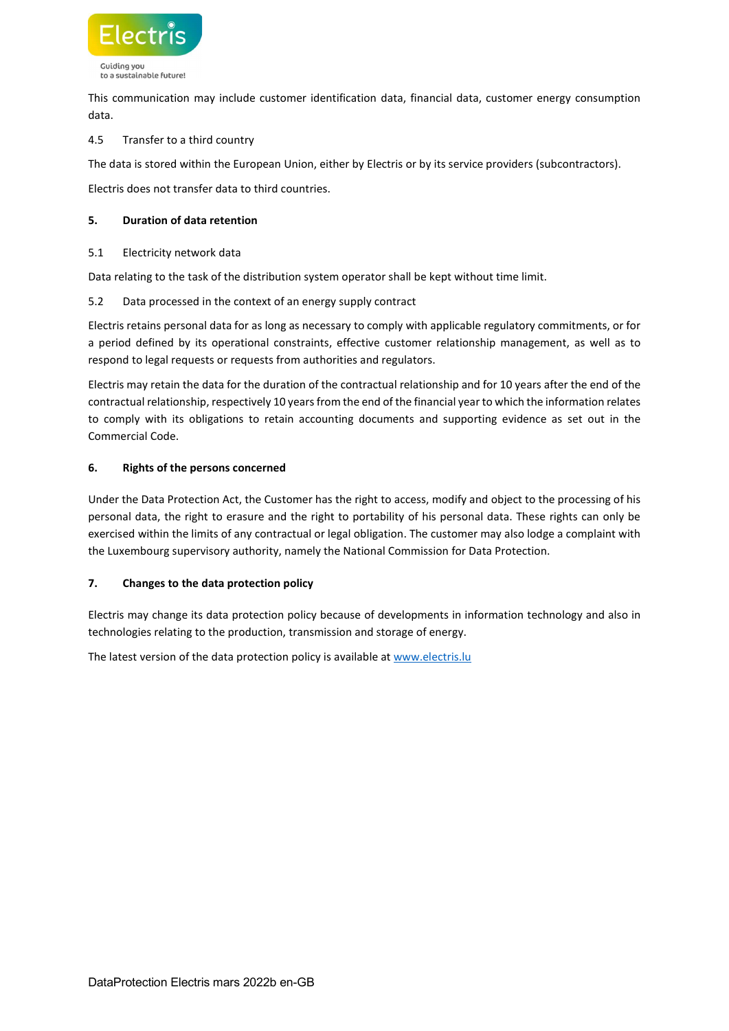This communication may include customer identification data, financial data, customer energy consumption data.

4.5 Transfer to a third country

The data is stored within the European Union, either by Electris or by its service providers (subcontractors).

Electris does not transfer data to third countries.

## 5. Duration of data retention

5.1 Electricity network data

Data relating to the task of the distribution system operator shall be kept without time limit.

5.2 Data processed in the context of an energy supply contract

Electris retains personal data for as long as necessary to comply with applicable regulatory commitments, or for a period defined by its operational constraints, effective customer relationship management, as well as to respond to legal requests or requests from authorities and regulators.

Electris may retain the data for the duration of the contractual relationship and for 10 years after the end of the contractual relationship, respectively 10 years from the end of the financial year to which the information relates to comply with its obligations to retain accounting documents and supporting evidence as set out in the Commercial Code.

## 6. Rights of the persons concerned

Under the Data Protection Act, the Customer has the right to access, modify and object to the processing of his personal data, the right to erasure and the right to portability of his personal data. These rights can only be exercised within the limits of any contractual or legal obligation. The customer may also lodge a complaint with the Luxembourg supervisory authority, namely the National Commission for Data Protection.

## 7. Changes to the data protection policy

Electris may change its data protection policy because of developments in information technology and also in technologies relating to the production, transmission and storage of energy.

The latest version of the data protection policy is available at [www.electris.lu](http://www.electris.lu)